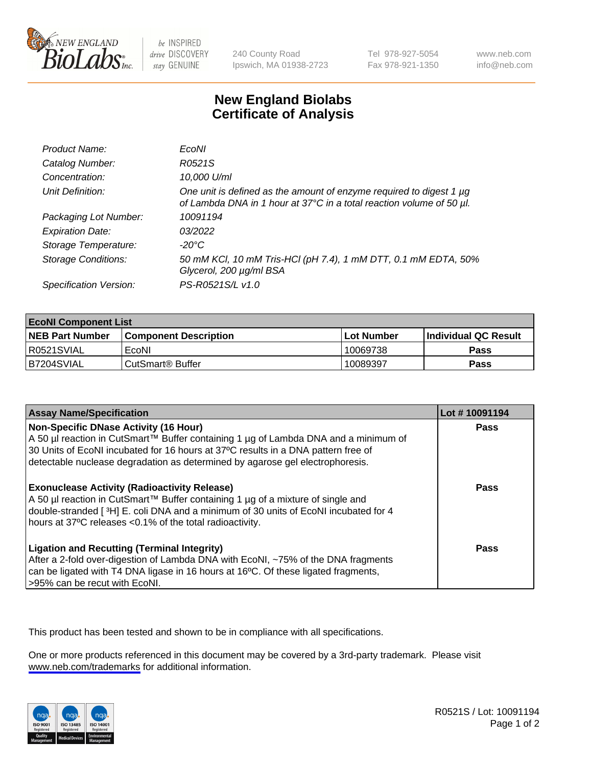# New England Biolabs Certificate of Analysis

| | |
|---|---|
| *Product Name:* | *EcoNI* |
| *Catalog Number:* | *R0521S* |
| *Concentration:* | *10,000 U/ml* |
| *Unit Definition:* | *One unit is defined as the amount of enzyme required to digest 1 µg of Lambda DNA in 1 hour at 37°C in a total reaction volume of 50 µl.* |
| *Packaging Lot Number:* | *10091194* |
| *Expiration Date:* | *03/2022* |
| *Storage Temperature:* | *-20°C* |
| *Storage Conditions:* | *50 mM KCl, 10 mM Tris-HCl (pH 7.4), 1 mM DTT, 0.1 mM EDTA, 50% Glycerol, 200 µg/ml BSA* |
| *Specification Version:* | *PS-R0521S/L v1.0* |

| **EcoNI Component List** | | | |
|---|---|---|---|
| **NEB Part Number** | **Component Description** | **Lot Number** | **Individual QC Result** |
| R0521SVIAL | EcoNI | 10069738 | **Pass** |
| B7204SVIAL | CutSmart® Buffer | 10089397 | **Pass** |

| **Assay Name/Specification** | **Lot # 10091194** |
|---|---|
| **Non-Specific DNase Activity (16 Hour)** A 50 µl reaction in CutSmart™ Buffer containing 1 µg of Lambda DNA and a minimum of 30 Units of EcoNI incubated for 16 hours at 37ºC results in a DNA pattern free of detectable nuclease degradation as determined by agarose gel electrophoresis. | **Pass** |
| **Exonuclease Activity (Radioactivity Release)** A 50 µl reaction in CutSmart™ Buffer containing 1 µg of a mixture of single and double-stranded [ ³H] E. coli DNA and a minimum of 30 units of EcoNI incubated for 4 hours at 37ºC releases <0.1% of the total radioactivity. | **Pass** |
| **Ligation and Recutting (Terminal Integrity)** After a 2-fold over-digestion of Lambda DNA with EcoNI, ~75% of the DNA fragments can be ligated with T4 DNA ligase in 16 hours at 16ºC. Of these ligated fragments, >95% can be recut with EcoNI. | **Pass** |

This product has been tested and shown to be in compliance with all specifications.

One or more products referenced in this document may be covered by a 3rd-party trademark. Please visit www.neb.com/trademarks for additional information.

R0521S / Lot: 10091194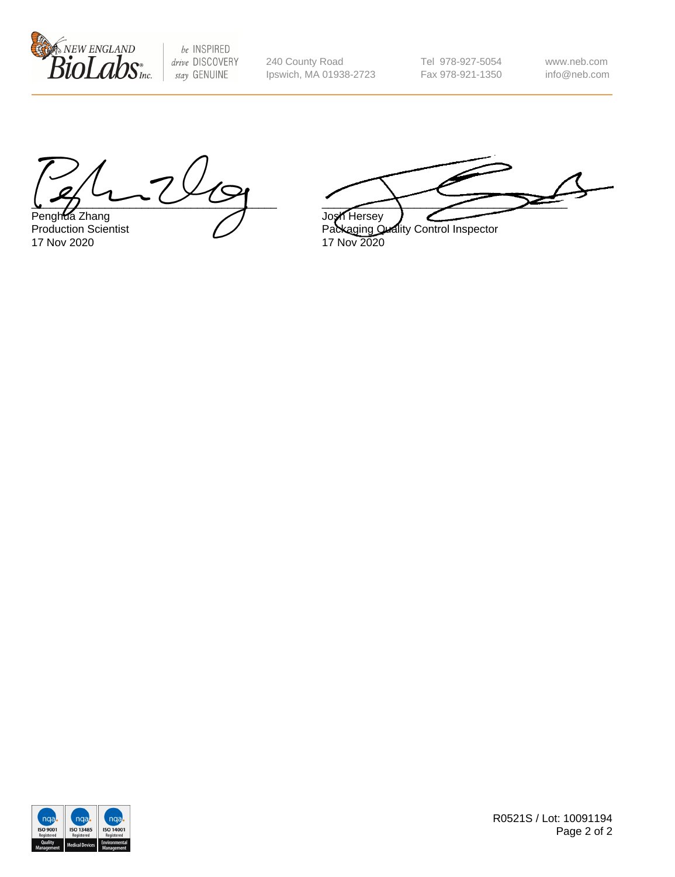Penghua Zhang
Production Scientist
17 Nov 2020

Josh Hersey
Packaging Quality Control Inspector
17 Nov 2020

R0521S / Lot: 10091194